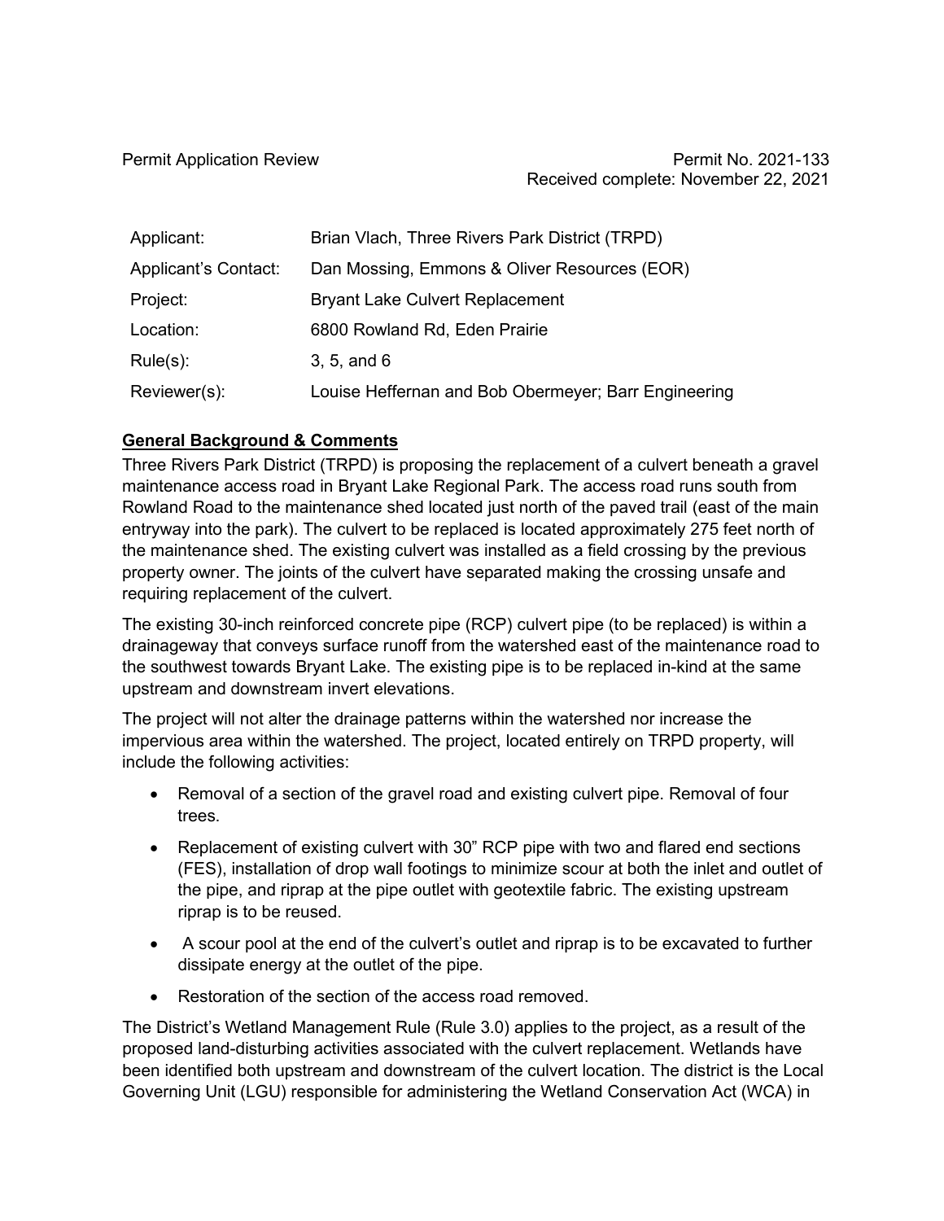Permit Application Review

Permit No. 2021-133
Received complete: November 22, 2021

| | |
|---|---|
| Applicant: | Brian Vlach, Three Rivers Park District (TRPD) |
| Applicant's Contact: | Dan Mossing, Emmons & Oliver Resources (EOR) |
| Project: | Bryant Lake Culvert Replacement |
| Location: | 6800 Rowland Rd, Eden Prairie |
| Rule(s): | 3, 5, and 6 |
| Reviewer(s): | Louise Heffernan and Bob Obermeyer; Barr Engineering |

**General Background & Comments**

Three Rivers Park District (TRPD) is proposing the replacement of a culvert beneath a gravel maintenance access road in Bryant Lake Regional Park. The access road runs south from Rowland Road to the maintenance shed located just north of the paved trail (east of the main entryway into the park). The culvert to be replaced is located approximately 275 feet north of the maintenance shed. The existing culvert was installed as a field crossing by the previous property owner. The joints of the culvert have separated making the crossing unsafe and requiring replacement of the culvert.

The existing 30-inch reinforced concrete pipe (RCP) culvert pipe (to be replaced) is within a drainageway that conveys surface runoff from the watershed east of the maintenance road to the southwest towards Bryant Lake. The existing pipe is to be replaced in-kind at the same upstream and downstream invert elevations.

The project will not alter the drainage patterns within the watershed nor increase the impervious area within the watershed. The project, located entirely on TRPD property, will include the following activities:

- Removal of a section of the gravel road and existing culvert pipe. Removal of four trees.
- Replacement of existing culvert with 30" RCP pipe with two and flared end sections (FES), installation of drop wall footings to minimize scour at both the inlet and outlet of the pipe, and riprap at the pipe outlet with geotextile fabric. The existing upstream riprap is to be reused.
- A scour pool at the end of the culvert's outlet and riprap is to be excavated to further dissipate energy at the outlet of the pipe.
- Restoration of the section of the access road removed.

The District's Wetland Management Rule (Rule 3.0) applies to the project, as a result of the proposed land-disturbing activities associated with the culvert replacement. Wetlands have been identified both upstream and downstream of the culvert location. The district is the Local Governing Unit (LGU) responsible for administering the Wetland Conservation Act (WCA) in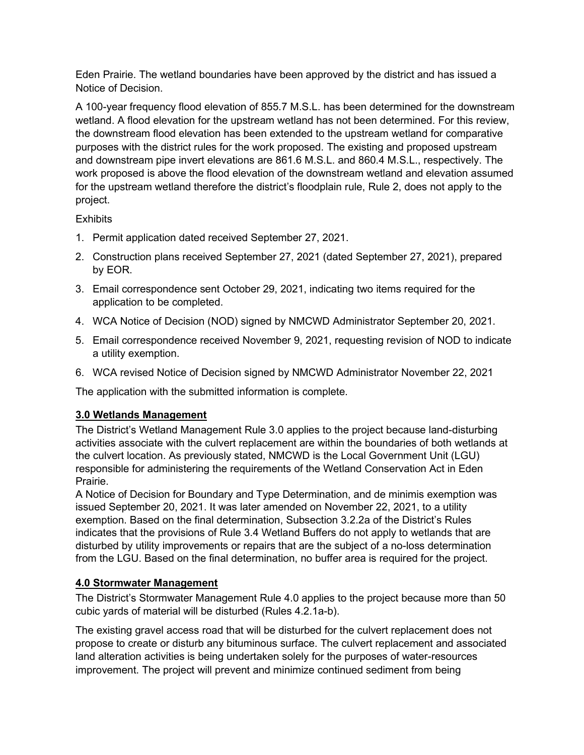Eden Prairie. The wetland boundaries have been approved by the district and has issued a Notice of Decision.

A 100-year frequency flood elevation of 855.7 M.S.L. has been determined for the downstream wetland. A flood elevation for the upstream wetland has not been determined. For this review, the downstream flood elevation has been extended to the upstream wetland for comparative purposes with the district rules for the work proposed. The existing and proposed upstream and downstream pipe invert elevations are 861.6 M.S.L. and 860.4 M.S.L., respectively. The work proposed is above the flood elevation of the downstream wetland and elevation assumed for the upstream wetland therefore the district's floodplain rule, Rule 2, does not apply to the project.

Exhibits

1. Permit application dated received September 27, 2021.
2. Construction plans received September 27, 2021 (dated September 27, 2021), prepared by EOR.
3. Email correspondence sent October 29, 2021, indicating two items required for the application to be completed.
4. WCA Notice of Decision (NOD) signed by NMCWD Administrator September 20, 2021.
5. Email correspondence received November 9, 2021, requesting revision of NOD to indicate a utility exemption.
6. WCA revised Notice of Decision signed by NMCWD Administrator November 22, 2021

The application with the submitted information is complete.

**3.0 Wetlands Management**

The District's Wetland Management Rule 3.0 applies to the project because land-disturbing activities associate with the culvert replacement are within the boundaries of both wetlands at the culvert location. As previously stated, NMCWD is the Local Government Unit (LGU) responsible for administering the requirements of the Wetland Conservation Act in Eden Prairie.

A Notice of Decision for Boundary and Type Determination, and de minimis exemption was issued September 20, 2021. It was later amended on November 22, 2021, to a utility exemption. Based on the final determination, Subsection 3.2.2a of the District's Rules indicates that the provisions of Rule 3.4 Wetland Buffers do not apply to wetlands that are disturbed by utility improvements or repairs that are the subject of a no-loss determination from the LGU. Based on the final determination, no buffer area is required for the project.

**4.0 Stormwater Management**

The District's Stormwater Management Rule 4.0 applies to the project because more than 50 cubic yards of material will be disturbed (Rules 4.2.1a-b).

The existing gravel access road that will be disturbed for the culvert replacement does not propose to create or disturb any bituminous surface. The culvert replacement and associated land alteration activities is being undertaken solely for the purposes of water-resources improvement. The project will prevent and minimize continued sediment from being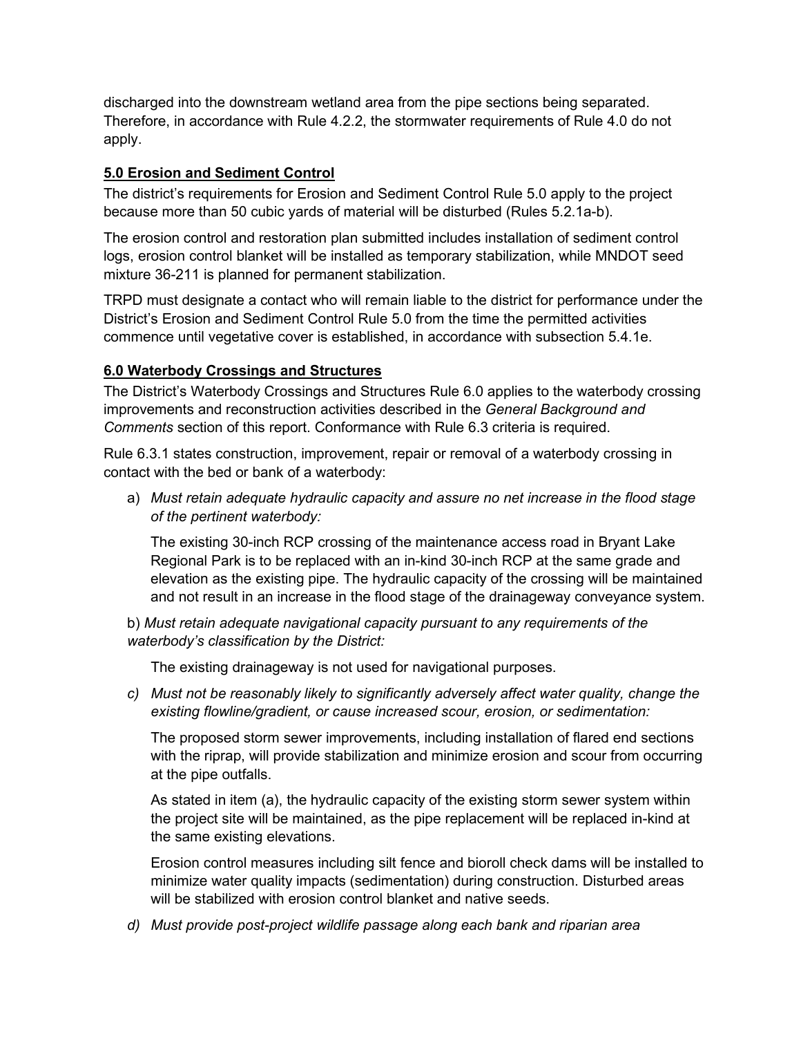discharged into the downstream wetland area from the pipe sections being separated. Therefore, in accordance with Rule 4.2.2, the stormwater requirements of Rule 4.0 do not apply.

### 5.0 Erosion and Sediment Control

The district's requirements for Erosion and Sediment Control Rule 5.0 apply to the project because more than 50 cubic yards of material will be disturbed (Rules 5.2.1a-b).

The erosion control and restoration plan submitted includes installation of sediment control logs, erosion control blanket will be installed as temporary stabilization, while MNDOT seed mixture 36-211 is planned for permanent stabilization.

TRPD must designate a contact who will remain liable to the district for performance under the District's Erosion and Sediment Control Rule 5.0 from the time the permitted activities commence until vegetative cover is established, in accordance with subsection 5.4.1e.

### 6.0 Waterbody Crossings and Structures

The District's Waterbody Crossings and Structures Rule 6.0 applies to the waterbody crossing improvements and reconstruction activities described in the *General Background and Comments* section of this report. Conformance with Rule 6.3 criteria is required.

Rule 6.3.1 states construction, improvement, repair or removal of a waterbody crossing in contact with the bed or bank of a waterbody:

a) *Must retain adequate hydraulic capacity and assure no net increase in the flood stage of the pertinent waterbody:*

   The existing 30-inch RCP crossing of the maintenance access road in Bryant Lake Regional Park is to be replaced with an in-kind 30-inch RCP at the same grade and elevation as the existing pipe. The hydraulic capacity of the crossing will be maintained and not result in an increase in the flood stage of the drainageway conveyance system.

b) *Must retain adequate navigational capacity pursuant to any requirements of the waterbody's classification by the District:*

   The existing drainageway is not used for navigational purposes.

c) *Must not be reasonably likely to significantly adversely affect water quality, change the existing flowline/gradient, or cause increased scour, erosion, or sedimentation:*

   The proposed storm sewer improvements, including installation of flared end sections with the riprap, will provide stabilization and minimize erosion and scour from occurring at the pipe outfalls.

   As stated in item (a), the hydraulic capacity of the existing storm sewer system within the project site will be maintained, as the pipe replacement will be replaced in-kind at the same existing elevations.

   Erosion control measures including silt fence and bioroll check dams will be installed to minimize water quality impacts (sedimentation) during construction. Disturbed areas will be stabilized with erosion control blanket and native seeds.

d) *Must provide post-project wildlife passage along each bank and riparian area*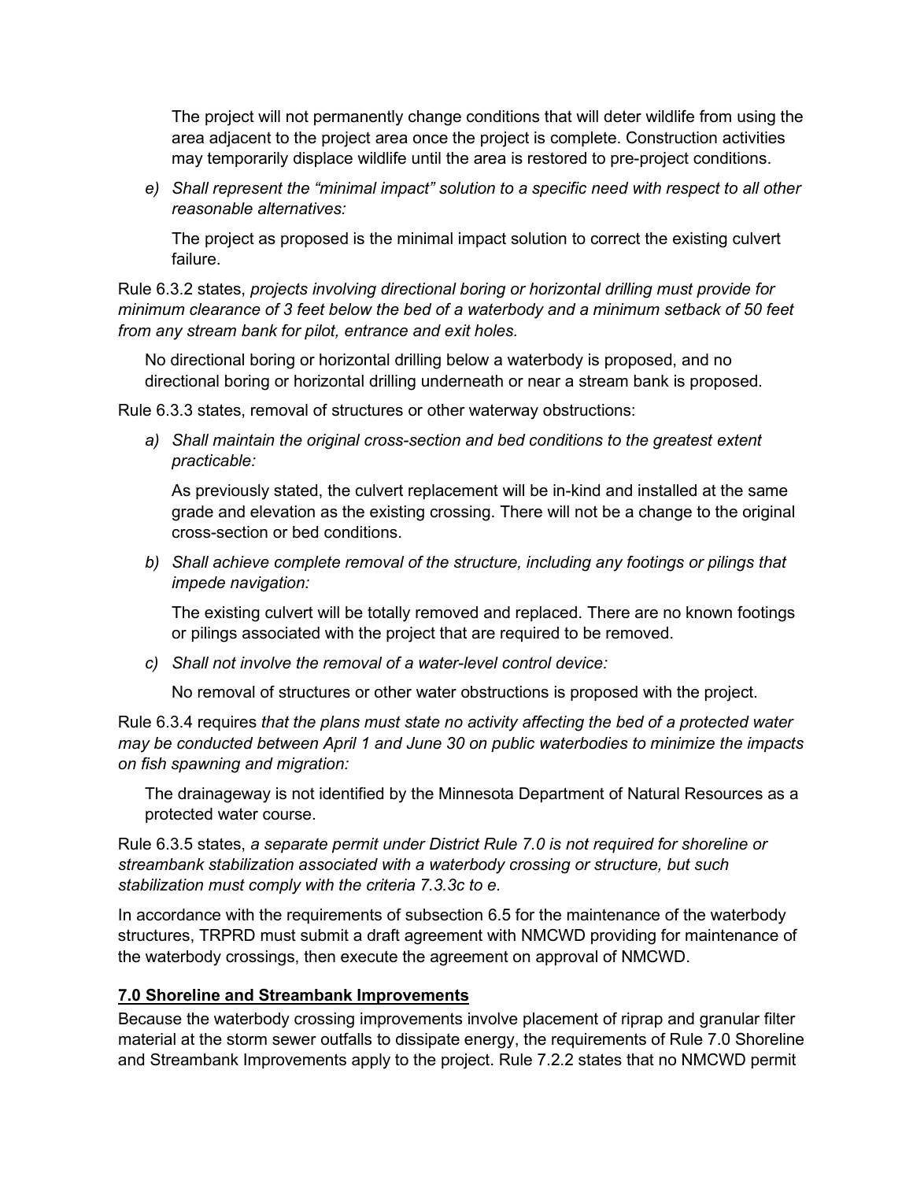The project will not permanently change conditions that will deter wildlife from using the area adjacent to the project area once the project is complete. Construction activities may temporarily displace wildlife until the area is restored to pre-project conditions.

e) *Shall represent the "minimal impact" solution to a specific need with respect to all other reasonable alternatives:*

The project as proposed is the minimal impact solution to correct the existing culvert failure.

Rule 6.3.2 states, *projects involving directional boring or horizontal drilling must provide for minimum clearance of 3 feet below the bed of a waterbody and a minimum setback of 50 feet from any stream bank for pilot, entrance and exit holes.*

No directional boring or horizontal drilling below a waterbody is proposed, and no directional boring or horizontal drilling underneath or near a stream bank is proposed.

Rule 6.3.3 states, removal of structures or other waterway obstructions:

a) *Shall maintain the original cross-section and bed conditions to the greatest extent practicable:*

As previously stated, the culvert replacement will be in-kind and installed at the same grade and elevation as the existing crossing. There will not be a change to the original cross-section or bed conditions.

b) *Shall achieve complete removal of the structure, including any footings or pilings that impede navigation:*

The existing culvert will be totally removed and replaced. There are no known footings or pilings associated with the project that are required to be removed.

c) *Shall not involve the removal of a water-level control device:*

No removal of structures or other water obstructions is proposed with the project.

Rule 6.3.4 requires *that the plans must state no activity affecting the bed of a protected water may be conducted between April 1 and June 30 on public waterbodies to minimize the impacts on fish spawning and migration:*

The drainageway is not identified by the Minnesota Department of Natural Resources as a protected water course.

Rule 6.3.5 states, *a separate permit under District Rule 7.0 is not required for shoreline or streambank stabilization associated with a waterbody crossing or structure, but such stabilization must comply with the criteria 7.3.3c to e.*

In accordance with the requirements of subsection 6.5 for the maintenance of the waterbody structures, TRPRD must submit a draft agreement with NMCWD providing for maintenance of the waterbody crossings, then execute the agreement on approval of NMCWD.

## 7.0 Shoreline and Streambank Improvements

Because the waterbody crossing improvements involve placement of riprap and granular filter material at the storm sewer outfalls to dissipate energy, the requirements of Rule 7.0 Shoreline and Streambank Improvements apply to the project. Rule 7.2.2 states that no NMCWD permit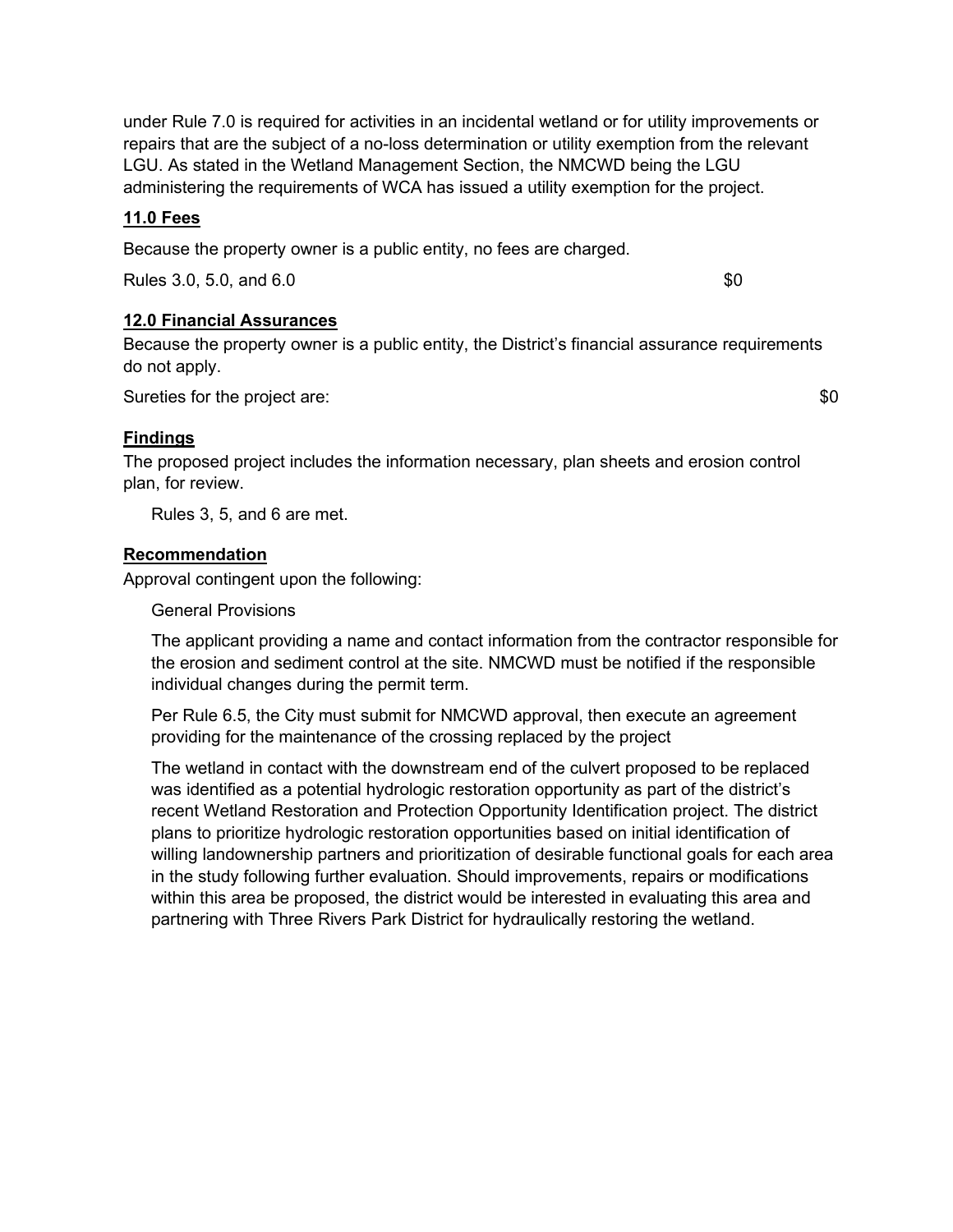under Rule 7.0 is required for activities in an incidental wetland or for utility improvements or repairs that are the subject of a no-loss determination or utility exemption from the relevant LGU. As stated in the Wetland Management Section, the NMCWD being the LGU administering the requirements of WCA has issued a utility exemption for the project.

## 11.0 Fees

Because the property owner is a public entity, no fees are charged.

Rules 3.0, 5.0, and 6.0 $0

## 12.0 Financial Assurances

Because the property owner is a public entity, the District's financial assurance requirements do not apply.

Sureties for the project are: $0

## Findings

The proposed project includes the information necessary, plan sheets and erosion control plan, for review.

Rules 3, 5, and 6 are met.

## Recommendation

Approval contingent upon the following:

General Provisions

The applicant providing a name and contact information from the contractor responsible for the erosion and sediment control at the site. NMCWD must be notified if the responsible individual changes during the permit term.

Per Rule 6.5, the City must submit for NMCWD approval, then execute an agreement providing for the maintenance of the crossing replaced by the project

The wetland in contact with the downstream end of the culvert proposed to be replaced was identified as a potential hydrologic restoration opportunity as part of the district's recent Wetland Restoration and Protection Opportunity Identification project. The district plans to prioritize hydrologic restoration opportunities based on initial identification of willing landownership partners and prioritization of desirable functional goals for each area in the study following further evaluation. Should improvements, repairs or modifications within this area be proposed, the district would be interested in evaluating this area and partnering with Three Rivers Park District for hydraulically restoring the wetland.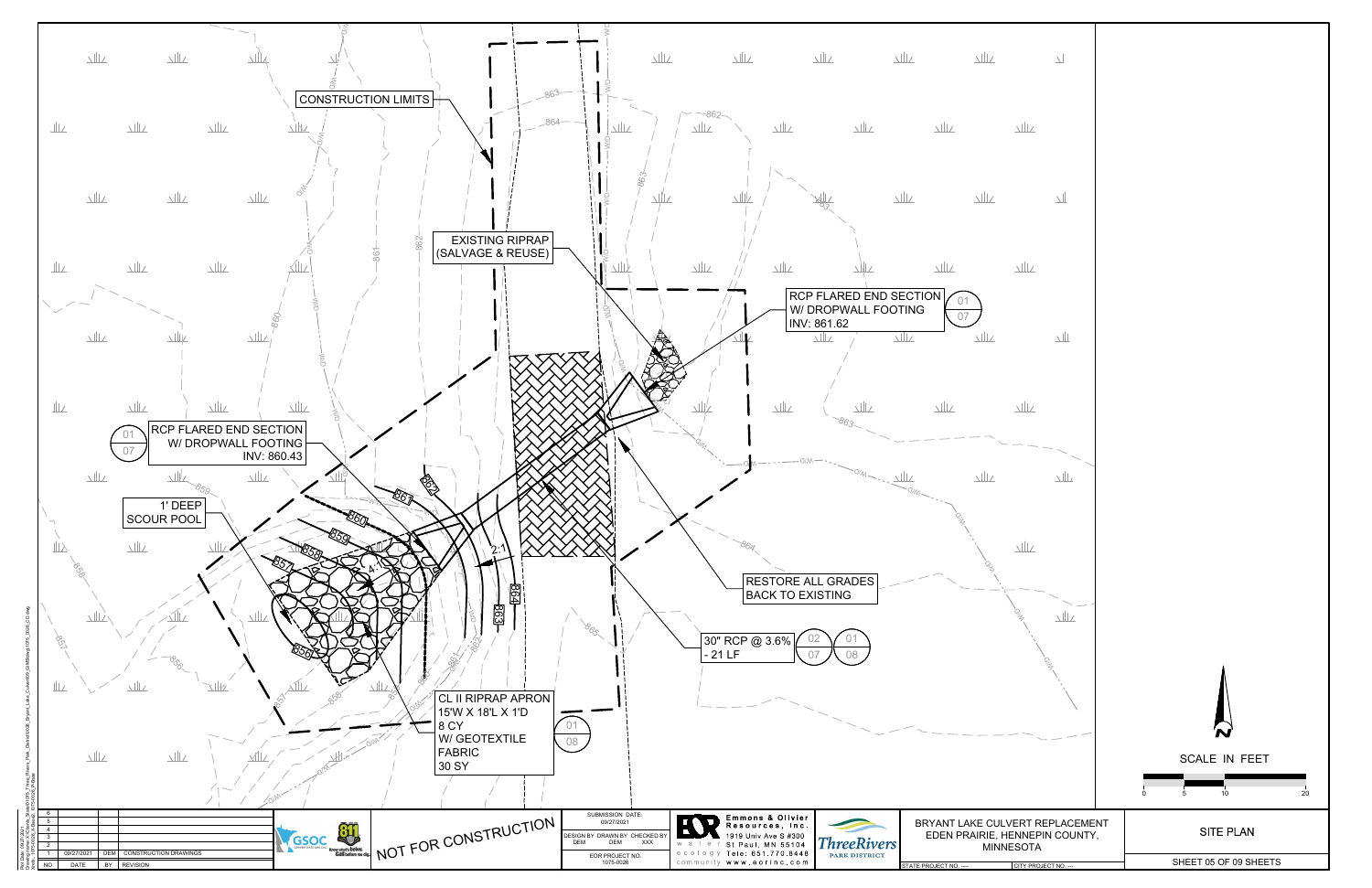CONSTRUCTION LIMITS

EXISTING RIPRAP (SALVAGE & REUSE)

RCP FLARED END SECTION W/ DROPWALL FOOTING INV: 861.62 (01 / 07)

RCP FLARED END SECTION W/ DROPWALL FOOTING INV: 860.43 (01 / 07)

1' DEEP SCOUR POOL

2:1

4:1

RESTORE ALL GRADES BACK TO EXISTING

30" RCP @ 3.6% - 21 LF (02 / 07) (01 / 08)

CL II RIPRAP APRON 15'W X 18'L X 1'D 8 CY W/ GEOTEXTILE FABRIC 30 SY (01 / 08)

SCALE IN FEET

0 5 10 20

NOT FOR CONSTRUCTION

| NO | DATE | BY | REVISION |
|---|---|---|---|
| 6 | | | |
| 5 | | | |
| 4 | | | |
| 3 | | | |
| 2 | | | |
| 1 | 09/27/2021 | DEM | CONSTRUCTION DRAWINGS |

SUBMISSION DATE: 09/27/2021

| DESIGN BY | DRAWN BY | CHECKED BY |
|---|---|---|
| DEM | DEM | XXX |

EOR PROJECT NO. 1075-0026

Emmons & Olivier Resources, Inc.
1919 Univ Ave S #300
St Paul, MN 55104
Tele: 651.770.8448
www.eorinc.com
water ecology community

ThreeRivers PARK DISTRICT

BRYANT LAKE CULVERT REPLACEMENT
EDEN PRAIRIE, HENNEPIN COUNTY, MINNESOTA

STATE PROJECT NO. ---- CITY PROJECT NO. ----

SITE PLAN

SHEET 05 OF 09 SHEETS